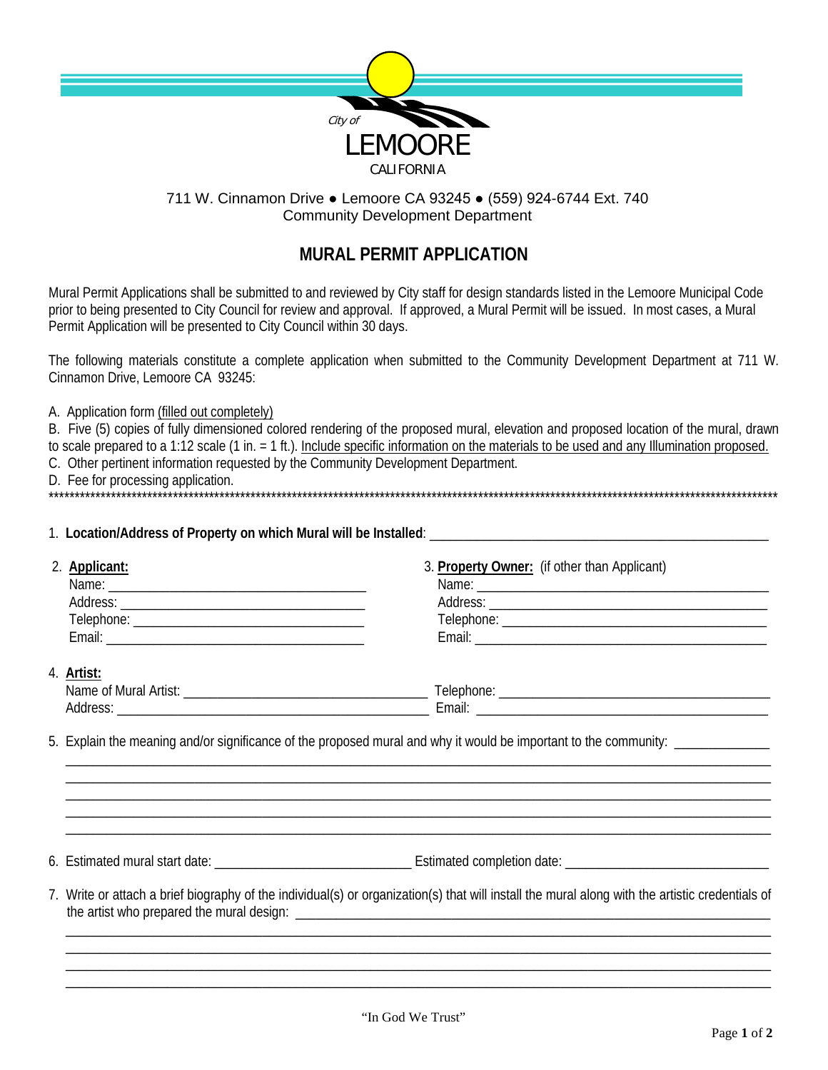City of
LEMOORE
CALIFORNIA

711 W. Cinnamon Drive ● Lemoore CA 93245 ● (559) 924-6744 Ext. 740
Community Development Department

# MURAL PERMIT APPLICATION

Mural Permit Applications shall be submitted to and reviewed by City staff for design standards listed in the Lemoore Municipal Code prior to being presented to City Council for review and approval. If approved, a Mural Permit will be issued. In most cases, a Mural Permit Application will be presented to City Council within 30 days.

The following materials constitute a complete application when submitted to the Community Development Department at 711 W. Cinnamon Drive, Lemoore CA 93245:

A. Application form (filled out completely)
B. Five (5) copies of fully dimensioned colored rendering of the proposed mural, elevation and proposed location of the mural, drawn to scale prepared to a 1:12 scale (1 in. = 1 ft.). Include specific information on the materials to be used and any Illumination proposed.
C. Other pertinent information requested by the Community Development Department.
D. Fee for processing application.

*************************************************************************************************************************************

1. **Location/Address of Property on which Mural will be Installed**: ______________________________________________

2. **Applicant:**
Name: ____________________________________
Address: __________________________________
Telephone: ________________________________
Email: ____________________________________

3. **Property Owner:** (if other than Applicant)
Name: ____________________________________
Address: __________________________________
Telephone: ________________________________
Email: ____________________________________

4. **Artist:**
Name of Mural Artist: _______________________________ Telephone: _______________________________
Address: _________________________________________ Email: __________________________________

5. Explain the meaning and/or significance of the proposed mural and why it would be important to the community: _____________
_____________________________________________________________________________________________
_____________________________________________________________________________________________
_____________________________________________________________________________________________
_____________________________________________________________________________________________
_____________________________________________________________________________________________

6. Estimated mural start date: ___________________________ Estimated completion date: ___________________________

7. Write or attach a brief biography of the individual(s) or organization(s) that will install the mural along with the artistic credentials of the artist who prepared the mural design: ______________________________________________________________
_____________________________________________________________________________________________
_____________________________________________________________________________________________
_____________________________________________________________________________________________
_____________________________________________________________________________________________

"In God We Trust"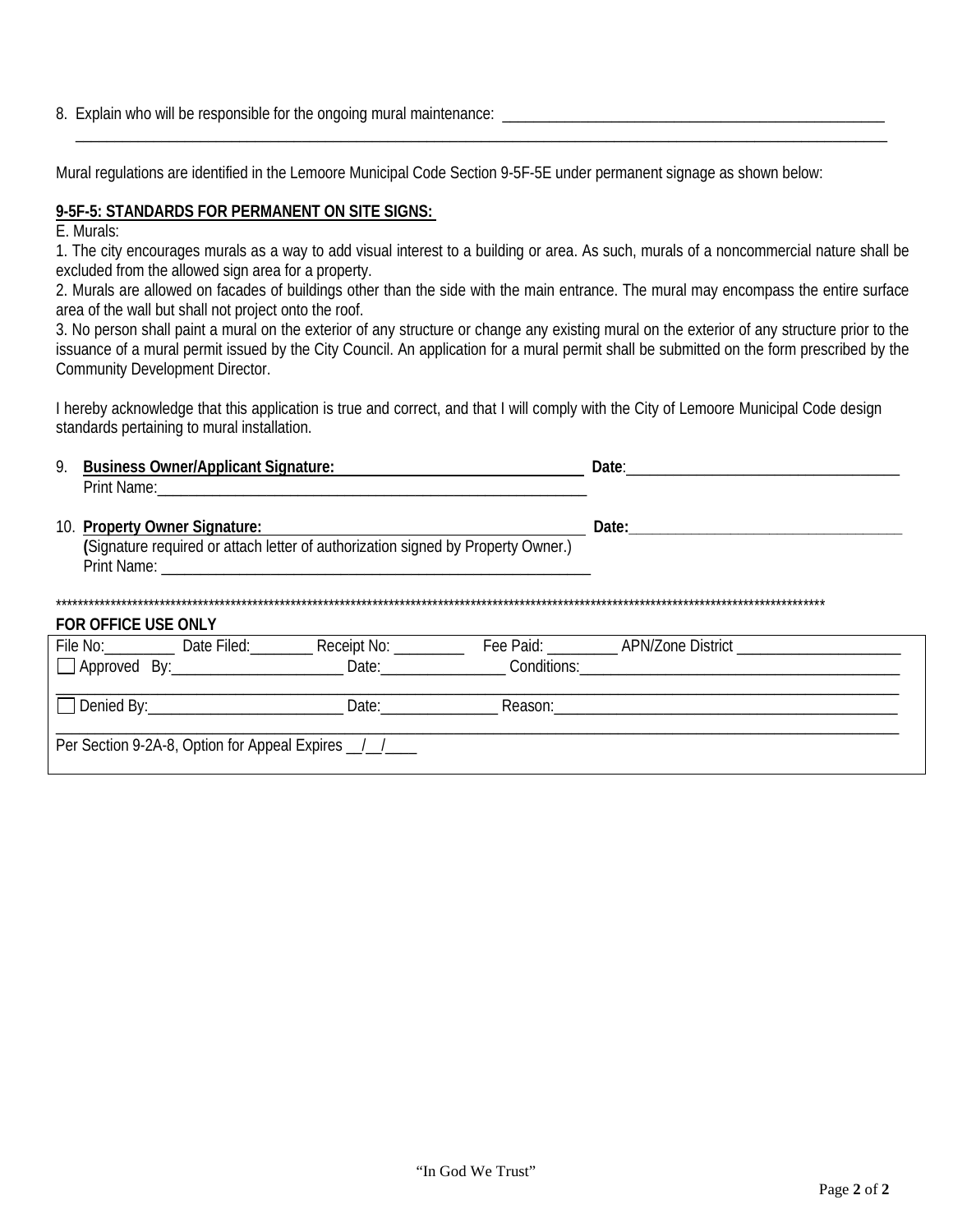8. Explain who will be responsible for the ongoing mural maintenance: ___________________________________________________

___________________________________________________________________________________________________

Mural regulations are identified in the Lemoore Municipal Code Section 9-5F-5E under permanent signage as shown below:

**9-5F-5: STANDARDS FOR PERMANENT ON SITE SIGNS:**

E. Murals:

1. The city encourages murals as a way to add visual interest to a building or area. As such, murals of a noncommercial nature shall be excluded from the allowed sign area for a property.
2. Murals are allowed on facades of buildings other than the side with the main entrance. The mural may encompass the entire surface area of the wall but shall not project onto the roof.
3. No person shall paint a mural on the exterior of any structure or change any existing mural on the exterior of any structure prior to the issuance of a mural permit issued by the City Council. An application for a mural permit shall be submitted on the form prescribed by the Community Development Director.

I hereby acknowledge that this application is true and correct, and that I will comply with the City of Lemoore Municipal Code design standards pertaining to mural installation.

9. **Business Owner/Applicant Signature:** ______________________________ **Date**:___________________________
   Print Name:_______________________________________________________

10. **Property Owner Signature:** ______________________________ **Date:**___________________________
    **(**Signature required or attach letter of authorization signed by Property Owner.)
    Print Name: _______________________________________________________

*****************************************************************************************************************************

**FOR OFFICE USE ONLY**

File No:_________ Date Filed:________ Receipt No: _________ Fee Paid: _________ APN/Zone District _____________________

☐ Approved By:______________________ Date:________________ Conditions:_________________________________________

___________________________________________________________________________________________________

☐ Denied By:_________________________ Date:_______________ Reason:____________________________________________

___________________________________________________________________________________________________

Per Section 9-2A-8, Option for Appeal Expires __/__/____

"In God We Trust"